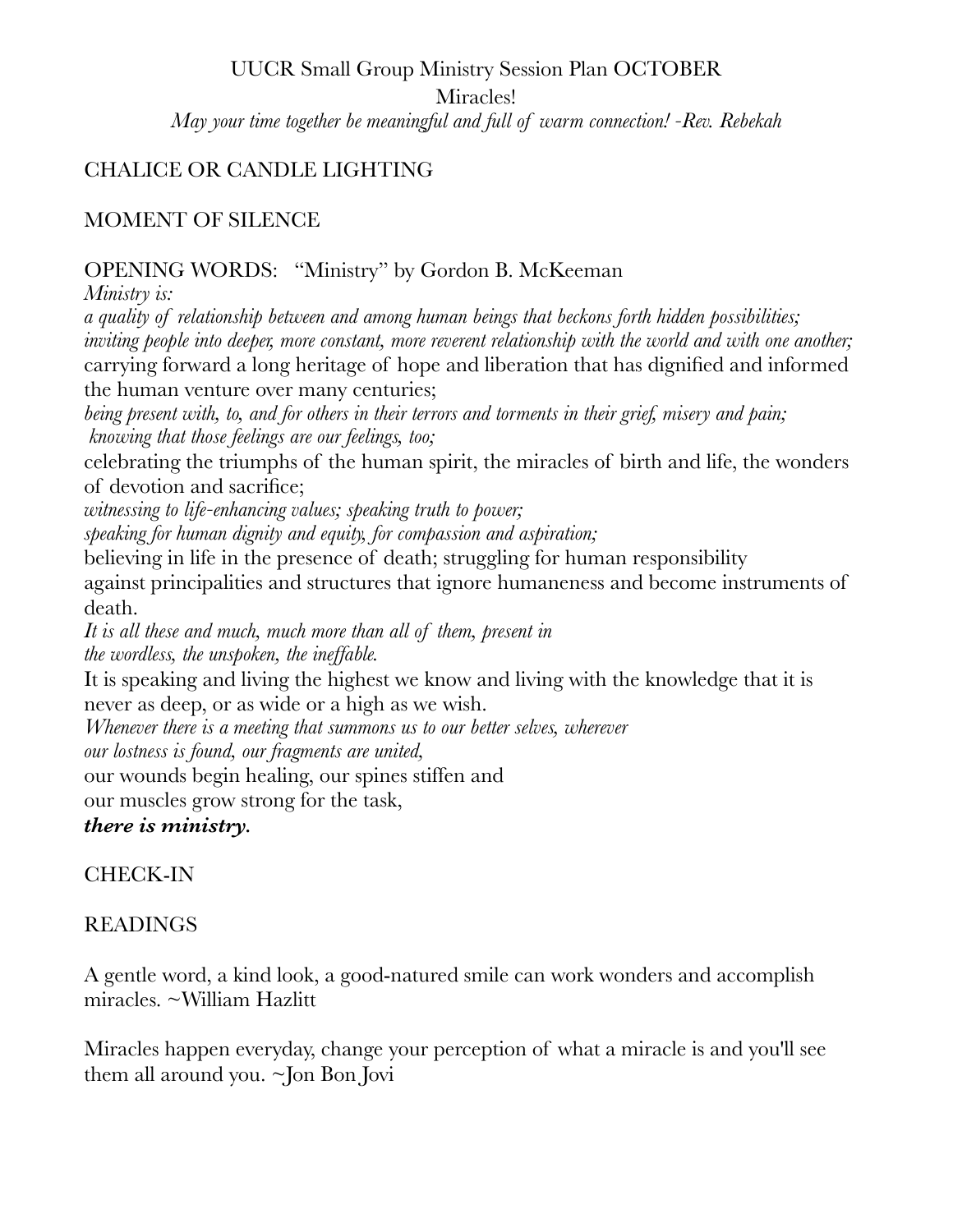# UUCR Small Group Ministry Session Plan OCTOBER

## Miracles!

*May your time together be meaningful and full of warm connection! -Rev. Rebekah*

CHALICE OR CANDLE LIGHTING

MOMENT OF SILENCE

OPENING WORDS: "Ministry" by Gordon B. McKeeman

*Ministry is:*
*a quality of relationship between and among human beings that beckons forth hidden possibilities;*
*inviting people into deeper, more constant, more reverent relationship with the world and with one another;*
carrying forward a long heritage of hope and liberation that has dignified and informed the human venture over many centuries;
*being present with, to, and for others in their terrors and torments in their grief, misery and pain;*
*knowing that those feelings are our feelings, too;*
celebrating the triumphs of the human spirit, the miracles of birth and life, the wonders of devotion and sacrifice;
*witnessing to life-enhancing values; speaking truth to power;*
*speaking for human dignity and equity, for compassion and aspiration;*
believing in life in the presence of death; struggling for human responsibility
against principalities and structures that ignore humaneness and become instruments of death.
*It is all these and much, much more than all of them, present in*
*the wordless, the unspoken, the ineffable.*
It is speaking and living the highest we know and living with the knowledge that it is never as deep, or as wide or a high as we wish.
*Whenever there is a meeting that summons us to our better selves, wherever*
*our lostness is found, our fragments are united,*
our wounds begin healing, our spines stiffen and
our muscles grow strong for the task,
***there is ministry.***

CHECK-IN

READINGS

A gentle word, a kind look, a good-natured smile can work wonders and accomplish miracles. ~William Hazlitt

Miracles happen everyday, change your perception of what a miracle is and you'll see them all around you. ~Jon Bon Jovi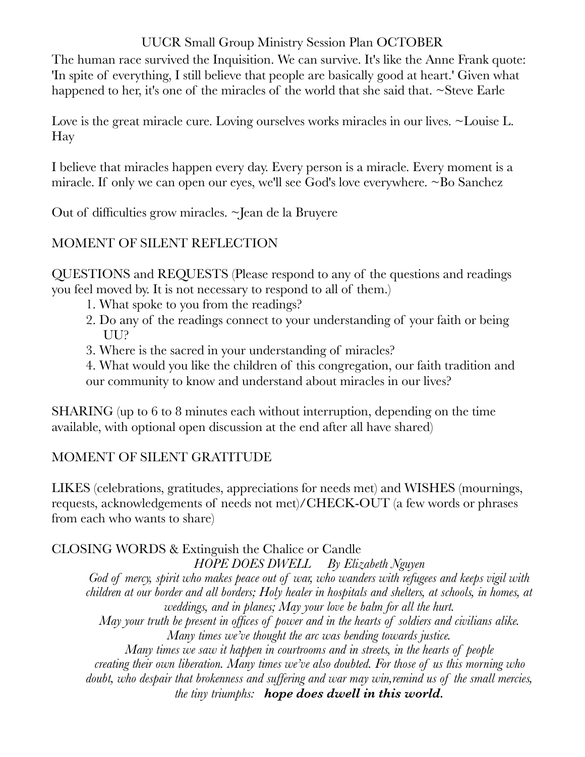UUCR Small Group Ministry Session Plan OCTOBER

The human race survived the Inquisition. We can survive. It's like the Anne Frank quote: 'In spite of everything, I still believe that people are basically good at heart.' Given what happened to her, it's one of the miracles of the world that she said that. ~Steve Earle

Love is the great miracle cure. Loving ourselves works miracles in our lives. ~Louise L. Hay

I believe that miracles happen every day. Every person is a miracle. Every moment is a miracle. If only we can open our eyes, we'll see God's love everywhere. ~Bo Sanchez

Out of difficulties grow miracles. ~Jean de la Bruyere

MOMENT OF SILENT REFLECTION

QUESTIONS and REQUESTS (Please respond to any of the questions and readings you feel moved by. It is not necessary to respond to all of them.)

1. What spoke to you from the readings?
2. Do any of the readings connect to your understanding of your faith or being UU?
3. Where is the sacred in your understanding of miracles?
4. What would you like the children of this congregation, our faith tradition and our community to know and understand about miracles in our lives?

SHARING (up to 6 to 8 minutes each without interruption, depending on the time available, with optional open discussion at the end after all have shared)

MOMENT OF SILENT GRATITUDE

LIKES (celebrations, gratitudes, appreciations for needs met) and WISHES (mournings, requests, acknowledgements of needs not met)/CHECK-OUT (a few words or phrases from each who wants to share)

CLOSING WORDS & Extinguish the Chalice or Candle

*HOPE DOES DWELL By Elizabeth Nguyen*

*God of mercy, spirit who makes peace out of war, who wanders with refugees and keeps vigil with children at our border and all borders; Holy healer in hospitals and shelters, at schools, in homes, at weddings, and in planes; May your love be balm for all the hurt.*
*May your truth be present in offices of power and in the hearts of soldiers and civilians alike.*
*Many times we've thought the arc was bending towards justice.*
*Many times we saw it happen in courtrooms and in streets, in the hearts of people creating their own liberation. Many times we've also doubted. For those of us this morning who doubt, who despair that brokenness and suffering and war may win,remind us of the small mercies, the tiny triumphs:* ***hope does dwell in this world.***